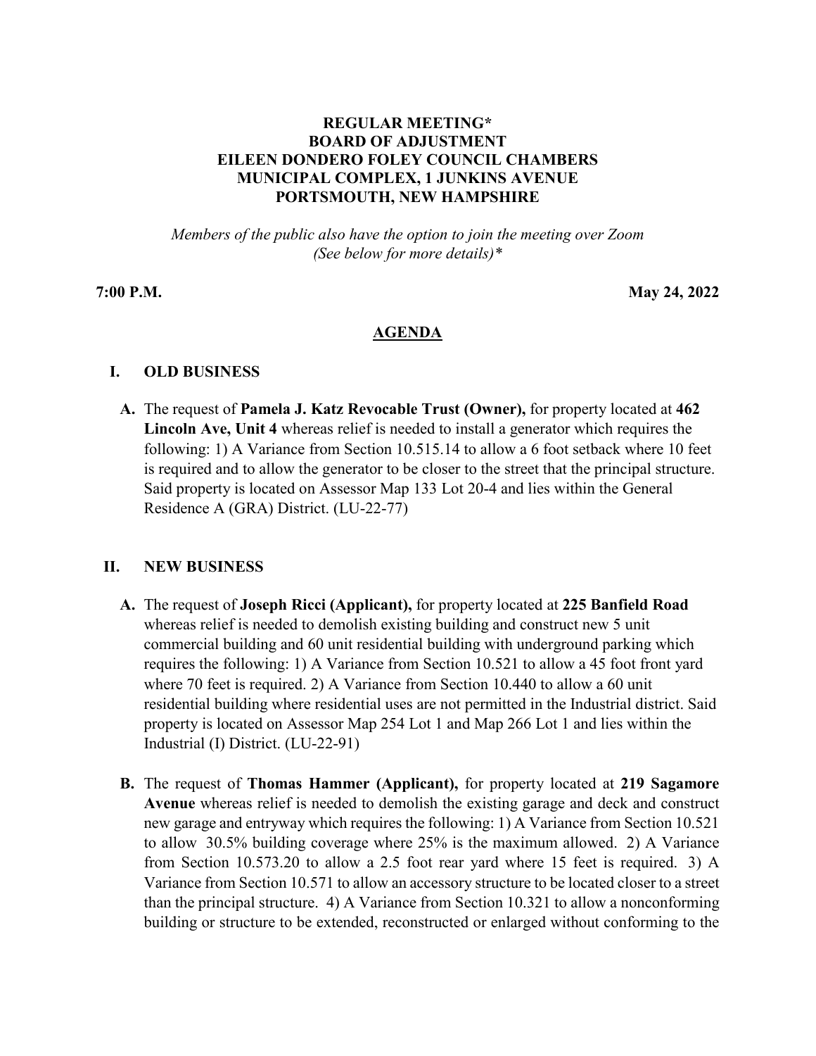**REGULAR MEETING***
**BOARD OF ADJUSTMENT**
**EILEEN DONDERO FOLEY COUNCIL CHAMBERS**
**MUNICIPAL COMPLEX, 1 JUNKINS AVENUE**
**PORTSMOUTH, NEW HAMPSHIRE**

*Members of the public also have the option to join the meeting over Zoom (See below for more details)**

**7:00 P.M.** **May 24, 2022**

## AGENDA

## I. OLD BUSINESS

**A.** The request of **Pamela J. Katz Revocable Trust (Owner),** for property located at **462 Lincoln Ave, Unit 4** whereas relief is needed to install a generator which requires the following: 1) A Variance from Section 10.515.14 to allow a 6 foot setback where 10 feet is required and to allow the generator to be closer to the street that the principal structure. Said property is located on Assessor Map 133 Lot 20-4 and lies within the General Residence A (GRA) District. (LU-22-77)

## II. NEW BUSINESS

**A.** The request of **Joseph Ricci (Applicant),** for property located at **225 Banfield Road** whereas relief is needed to demolish existing building and construct new 5 unit commercial building and 60 unit residential building with underground parking which requires the following: 1) A Variance from Section 10.521 to allow a 45 foot front yard where 70 feet is required. 2) A Variance from Section 10.440 to allow a 60 unit residential building where residential uses are not permitted in the Industrial district. Said property is located on Assessor Map 254 Lot 1 and Map 266 Lot 1 and lies within the Industrial (I) District. (LU-22-91)

**B.** The request of **Thomas Hammer (Applicant),** for property located at **219 Sagamore Avenue** whereas relief is needed to demolish the existing garage and deck and construct new garage and entryway which requires the following: 1) A Variance from Section 10.521 to allow 30.5% building coverage where 25% is the maximum allowed. 2) A Variance from Section 10.573.20 to allow a 2.5 foot rear yard where 15 feet is required. 3) A Variance from Section 10.571 to allow an accessory structure to be located closer to a street than the principal structure. 4) A Variance from Section 10.321 to allow a nonconforming building or structure to be extended, reconstructed or enlarged without conforming to the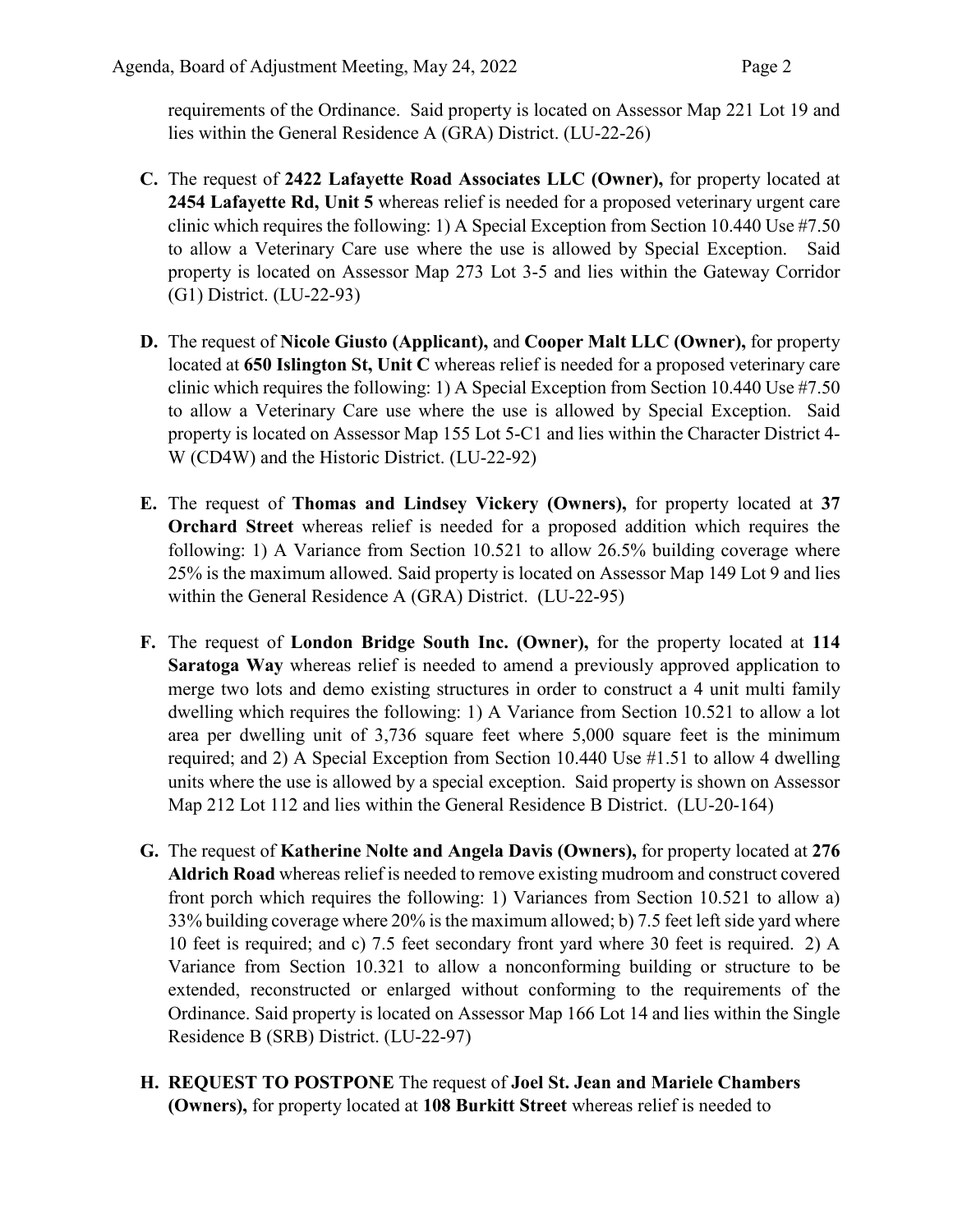requirements of the Ordinance. Said property is located on Assessor Map 221 Lot 19 and lies within the General Residence A (GRA) District. (LU-22-26)

**C.** The request of **2422 Lafayette Road Associates LLC (Owner),** for property located at **2454 Lafayette Rd, Unit 5** whereas relief is needed for a proposed veterinary urgent care clinic which requires the following: 1) A Special Exception from Section 10.440 Use #7.50 to allow a Veterinary Care use where the use is allowed by Special Exception. Said property is located on Assessor Map 273 Lot 3-5 and lies within the Gateway Corridor (G1) District. (LU-22-93)

**D.** The request of **Nicole Giusto (Applicant),** and **Cooper Malt LLC (Owner),** for property located at **650 Islington St, Unit C** whereas relief is needed for a proposed veterinary care clinic which requires the following: 1) A Special Exception from Section 10.440 Use #7.50 to allow a Veterinary Care use where the use is allowed by Special Exception. Said property is located on Assessor Map 155 Lot 5-C1 and lies within the Character District 4-W (CD4W) and the Historic District. (LU-22-92)

**E.** The request of **Thomas and Lindsey Vickery (Owners),** for property located at **37 Orchard Street** whereas relief is needed for a proposed addition which requires the following: 1) A Variance from Section 10.521 to allow 26.5% building coverage where 25% is the maximum allowed. Said property is located on Assessor Map 149 Lot 9 and lies within the General Residence A (GRA) District. (LU-22-95)

**F.** The request of **London Bridge South Inc. (Owner),** for the property located at **114 Saratoga Way** whereas relief is needed to amend a previously approved application to merge two lots and demo existing structures in order to construct a 4 unit multi family dwelling which requires the following: 1) A Variance from Section 10.521 to allow a lot area per dwelling unit of 3,736 square feet where 5,000 square feet is the minimum required; and 2) A Special Exception from Section 10.440 Use #1.51 to allow 4 dwelling units where the use is allowed by a special exception. Said property is shown on Assessor Map 212 Lot 112 and lies within the General Residence B District. (LU-20-164)

**G.** The request of **Katherine Nolte and Angela Davis (Owners),** for property located at **276 Aldrich Road** whereas relief is needed to remove existing mudroom and construct covered front porch which requires the following: 1) Variances from Section 10.521 to allow a) 33% building coverage where 20% is the maximum allowed; b) 7.5 feet left side yard where 10 feet is required; and c) 7.5 feet secondary front yard where 30 feet is required. 2) A Variance from Section 10.321 to allow a nonconforming building or structure to be extended, reconstructed or enlarged without conforming to the requirements of the Ordinance. Said property is located on Assessor Map 166 Lot 14 and lies within the Single Residence B (SRB) District. (LU-22-97)

**H. REQUEST TO POSTPONE** The request of **Joel St. Jean and Mariele Chambers (Owners),** for property located at **108 Burkitt Street** whereas relief is needed to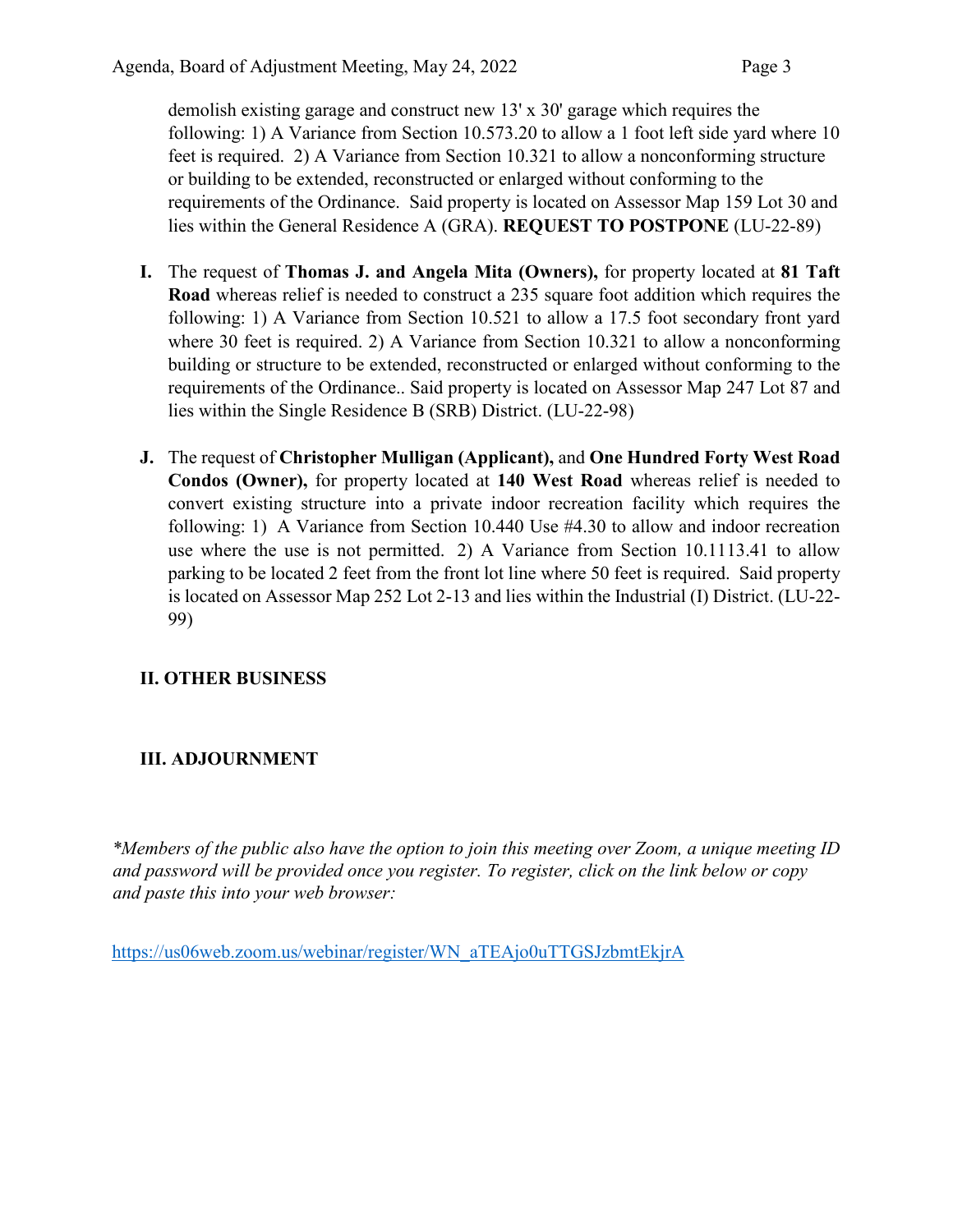demolish existing garage and construct new 13' x 30' garage which requires the following: 1) A Variance from Section 10.573.20 to allow a 1 foot left side yard where 10 feet is required. 2) A Variance from Section 10.321 to allow a nonconforming structure or building to be extended, reconstructed or enlarged without conforming to the requirements of the Ordinance. Said property is located on Assessor Map 159 Lot 30 and lies within the General Residence A (GRA). **REQUEST TO POSTPONE** (LU-22-89)

**I.** The request of **Thomas J. and Angela Mita (Owners),** for property located at **81 Taft Road** whereas relief is needed to construct a 235 square foot addition which requires the following: 1) A Variance from Section 10.521 to allow a 17.5 foot secondary front yard where 30 feet is required. 2) A Variance from Section 10.321 to allow a nonconforming building or structure to be extended, reconstructed or enlarged without conforming to the requirements of the Ordinance.. Said property is located on Assessor Map 247 Lot 87 and lies within the Single Residence B (SRB) District. (LU-22-98)

**J.** The request of **Christopher Mulligan (Applicant),** and **One Hundred Forty West Road Condos (Owner),** for property located at **140 West Road** whereas relief is needed to convert existing structure into a private indoor recreation facility which requires the following: 1) A Variance from Section 10.440 Use #4.30 to allow and indoor recreation use where the use is not permitted. 2) A Variance from Section 10.1113.41 to allow parking to be located 2 feet from the front lot line where 50 feet is required. Said property is located on Assessor Map 252 Lot 2-13 and lies within the Industrial (I) District. (LU-22-99)

## II. OTHER BUSINESS

## III. ADJOURNMENT

*\*Members of the public also have the option to join this meeting over Zoom, a unique meeting ID and password will be provided once you register. To register, click on the link below or copy and paste this into your web browser:*

https://us06web.zoom.us/webinar/register/WN_aTEAjo0uTTGSJzbmtEkjrA